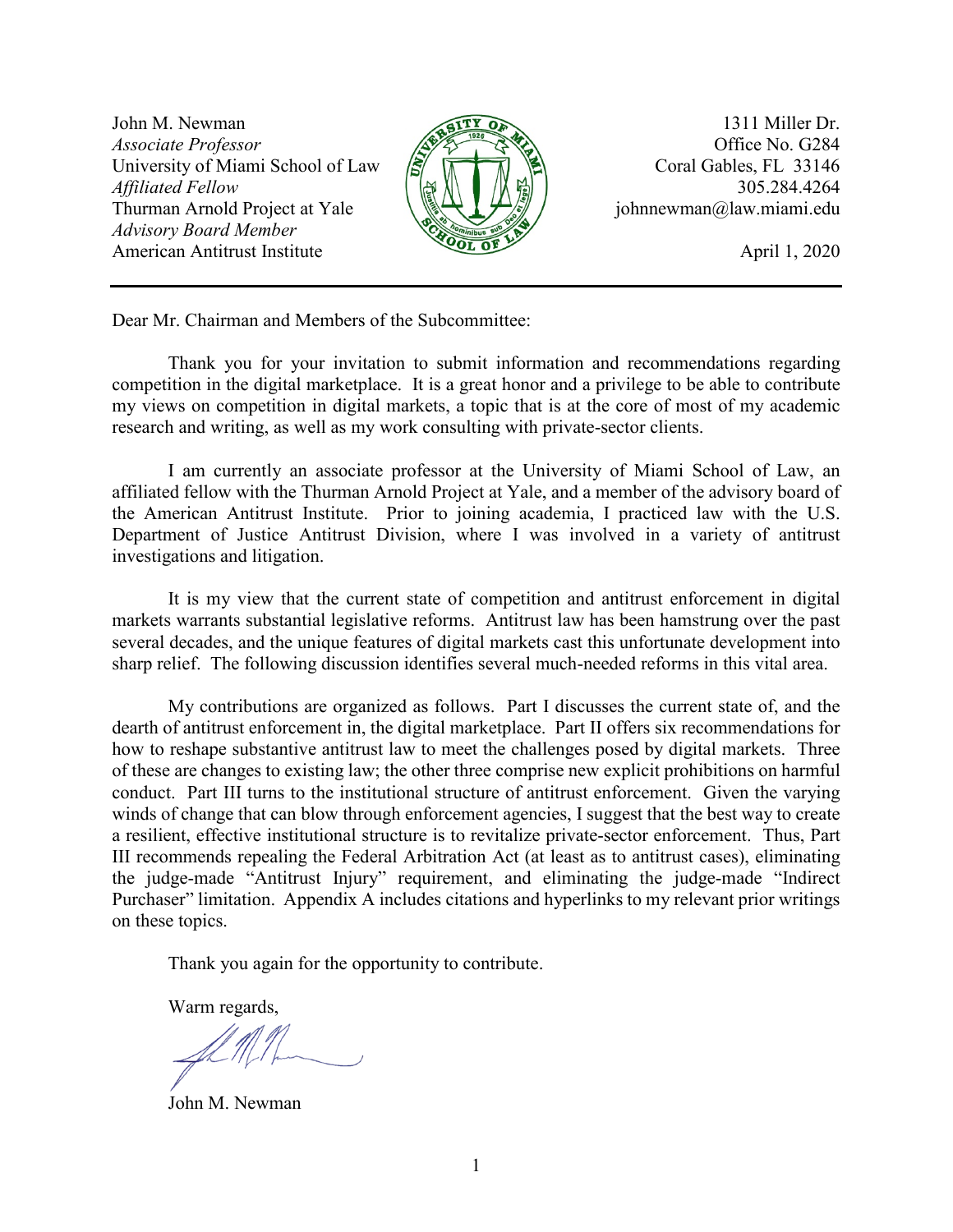John M. Newman
*Associate Professor*
University of Miami School of Law
*Affiliated Fellow*
Thurman Arnold Project at Yale
*Advisory Board Member*
American Antitrust Institute

1311 Miller Dr.
Office No. G284
Coral Gables, FL 33146
305.284.4264
johnnewman@law.miami.edu

April 1, 2020

---

Dear Mr. Chairman and Members of the Subcommittee:

Thank you for your invitation to submit information and recommendations regarding competition in the digital marketplace. It is a great honor and a privilege to be able to contribute my views on competition in digital markets, a topic that is at the core of most of my academic research and writing, as well as my work consulting with private-sector clients.

I am currently an associate professor at the University of Miami School of Law, an affiliated fellow with the Thurman Arnold Project at Yale, and a member of the advisory board of the American Antitrust Institute. Prior to joining academia, I practiced law with the U.S. Department of Justice Antitrust Division, where I was involved in a variety of antitrust investigations and litigation.

It is my view that the current state of competition and antitrust enforcement in digital markets warrants substantial legislative reforms. Antitrust law has been hamstrung over the past several decades, and the unique features of digital markets cast this unfortunate development into sharp relief. The following discussion identifies several much-needed reforms in this vital area.

My contributions are organized as follows. Part I discusses the current state of, and the dearth of antitrust enforcement in, the digital marketplace. Part II offers six recommendations for how to reshape substantive antitrust law to meet the challenges posed by digital markets. Three of these are changes to existing law; the other three comprise new explicit prohibitions on harmful conduct. Part III turns to the institutional structure of antitrust enforcement. Given the varying winds of change that can blow through enforcement agencies, I suggest that the best way to create a resilient, effective institutional structure is to revitalize private-sector enforcement. Thus, Part III recommends repealing the Federal Arbitration Act (at least as to antitrust cases), eliminating the judge-made "Antitrust Injury" requirement, and eliminating the judge-made "Indirect Purchaser" limitation. Appendix A includes citations and hyperlinks to my relevant prior writings on these topics.

Thank you again for the opportunity to contribute.

Warm regards,

John M. Newman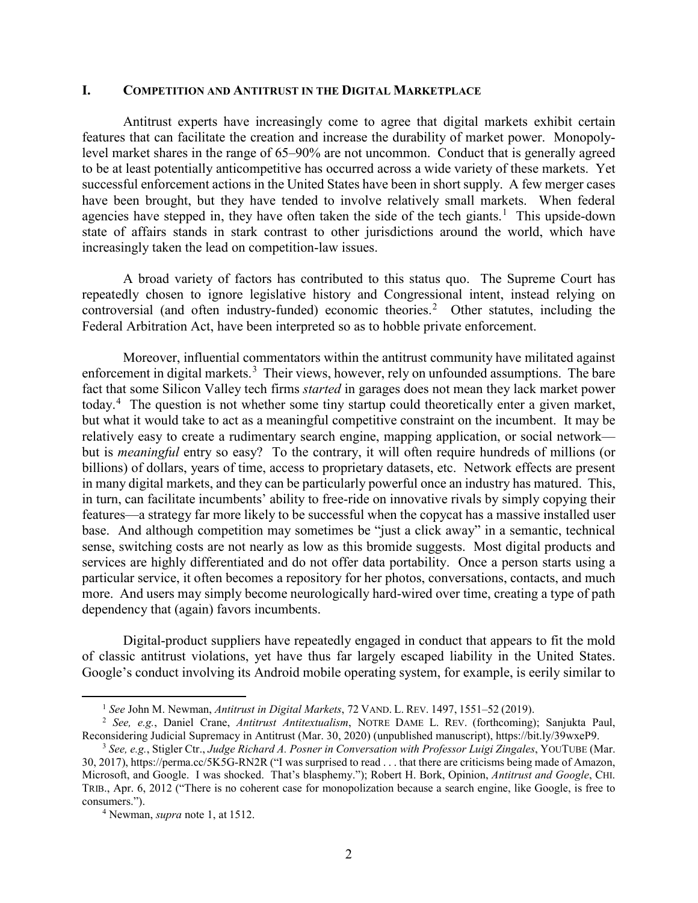## I. Competition and Antitrust in the Digital Marketplace

Antitrust experts have increasingly come to agree that digital markets exhibit certain features that can facilitate the creation and increase the durability of market power. Monopoly-level market shares in the range of 65–90% are not uncommon. Conduct that is generally agreed to be at least potentially anticompetitive has occurred across a wide variety of these markets. Yet successful enforcement actions in the United States have been in short supply. A few merger cases have been brought, but they have tended to involve relatively small markets. When federal agencies have stepped in, they have often taken the side of the tech giants.[1] This upside-down state of affairs stands in stark contrast to other jurisdictions around the world, which have increasingly taken the lead on competition-law issues.

A broad variety of factors has contributed to this status quo. The Supreme Court has repeatedly chosen to ignore legislative history and Congressional intent, instead relying on controversial (and often industry-funded) economic theories.[2] Other statutes, including the Federal Arbitration Act, have been interpreted so as to hobble private enforcement.

Moreover, influential commentators within the antitrust community have militated against enforcement in digital markets.[3] Their views, however, rely on unfounded assumptions. The bare fact that some Silicon Valley tech firms *started* in garages does not mean they lack market power today.[4] The question is not whether some tiny startup could theoretically enter a given market, but what it would take to act as a meaningful competitive constraint on the incumbent. It may be relatively easy to create a rudimentary search engine, mapping application, or social network—but is *meaningful* entry so easy? To the contrary, it will often require hundreds of millions (or billions) of dollars, years of time, access to proprietary datasets, etc. Network effects are present in many digital markets, and they can be particularly powerful once an industry has matured. This, in turn, can facilitate incumbents' ability to free-ride on innovative rivals by simply copying their features—a strategy far more likely to be successful when the copycat has a massive installed user base. And although competition may sometimes be "just a click away" in a semantic, technical sense, switching costs are not nearly as low as this bromide suggests. Most digital products and services are highly differentiated and do not offer data portability. Once a person starts using a particular service, it often becomes a repository for her photos, conversations, contacts, and much more. And users may simply become neurologically hard-wired over time, creating a type of path dependency that (again) favors incumbents.

Digital-product suppliers have repeatedly engaged in conduct that appears to fit the mold of classic antitrust violations, yet have thus far largely escaped liability in the United States. Google's conduct involving its Android mobile operating system, for example, is eerily similar to

---

[1] *See* John M. Newman, *Antitrust in Digital Markets*, 72 Vand. L. Rev. 1497, 1551–52 (2019).

[2] *See, e.g.*, Daniel Crane, *Antitrust Antitextualism*, Notre Dame L. Rev. (forthcoming); Sanjukta Paul, Reconsidering Judicial Supremacy in Antitrust (Mar. 30, 2020) (unpublished manuscript), https://bit.ly/39wxeP9.

[3] *See, e.g.*, Stigler Ctr., *Judge Richard A. Posner in Conversation with Professor Luigi Zingales*, YouTube (Mar. 30, 2017), https://perma.cc/5K5G-RN2R ("I was surprised to read . . . that there are criticisms being made of Amazon, Microsoft, and Google. I was shocked. That's blasphemy."); Robert H. Bork, Opinion, *Antitrust and Google*, Chi. Trib., Apr. 6, 2012 ("There is no coherent case for monopolization because a search engine, like Google, is free to consumers.").

[4] Newman, *supra* note 1, at 1512.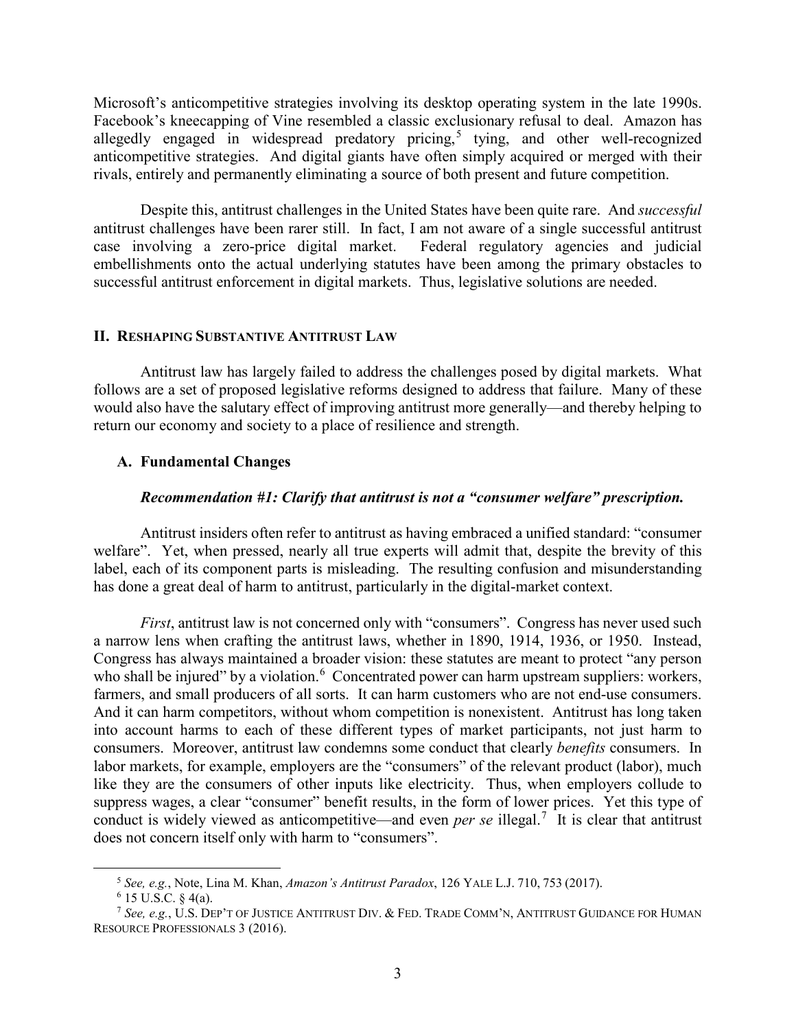Microsoft's anticompetitive strategies involving its desktop operating system in the late 1990s. Facebook's kneecapping of Vine resembled a classic exclusionary refusal to deal. Amazon has allegedly engaged in widespread predatory pricing,[5] tying, and other well-recognized anticompetitive strategies. And digital giants have often simply acquired or merged with their rivals, entirely and permanently eliminating a source of both present and future competition.

Despite this, antitrust challenges in the United States have been quite rare. And *successful* antitrust challenges have been rarer still. In fact, I am not aware of a single successful antitrust case involving a zero-price digital market. Federal regulatory agencies and judicial embellishments onto the actual underlying statutes have been among the primary obstacles to successful antitrust enforcement in digital markets. Thus, legislative solutions are needed.

## II. Reshaping Substantive Antitrust Law

Antitrust law has largely failed to address the challenges posed by digital markets. What follows are a set of proposed legislative reforms designed to address that failure. Many of these would also have the salutary effect of improving antitrust more generally—and thereby helping to return our economy and society to a place of resilience and strength.

### A. Fundamental Changes

#### *Recommendation #1: Clarify that antitrust is not a "consumer welfare" prescription.*

Antitrust insiders often refer to antitrust as having embraced a unified standard: "consumer welfare". Yet, when pressed, nearly all true experts will admit that, despite the brevity of this label, each of its component parts is misleading. The resulting confusion and misunderstanding has done a great deal of harm to antitrust, particularly in the digital-market context.

*First*, antitrust law is not concerned only with "consumers". Congress has never used such a narrow lens when crafting the antitrust laws, whether in 1890, 1914, 1936, or 1950. Instead, Congress has always maintained a broader vision: these statutes are meant to protect "any person who shall be injured" by a violation.[6] Concentrated power can harm upstream suppliers: workers, farmers, and small producers of all sorts. It can harm customers who are not end-use consumers. And it can harm competitors, without whom competition is nonexistent. Antitrust has long taken into account harms to each of these different types of market participants, not just harm to consumers. Moreover, antitrust law condemns some conduct that clearly *benefits* consumers. In labor markets, for example, employers are the "consumers" of the relevant product (labor), much like they are the consumers of other inputs like electricity. Thus, when employers collude to suppress wages, a clear "consumer" benefit results, in the form of lower prices. Yet this type of conduct is widely viewed as anticompetitive—and even *per se* illegal.[7] It is clear that antitrust does not concern itself only with harm to "consumers".

---

[5] *See, e.g.*, Note, Lina M. Khan, *Amazon's Antitrust Paradox*, 126 Yale L.J. 710, 753 (2017).

[6] 15 U.S.C. § 4(a).

[7] *See, e.g.*, U.S. Dep't of Justice Antitrust Div. & Fed. Trade Comm'n, Antitrust Guidance for Human Resource Professionals 3 (2016).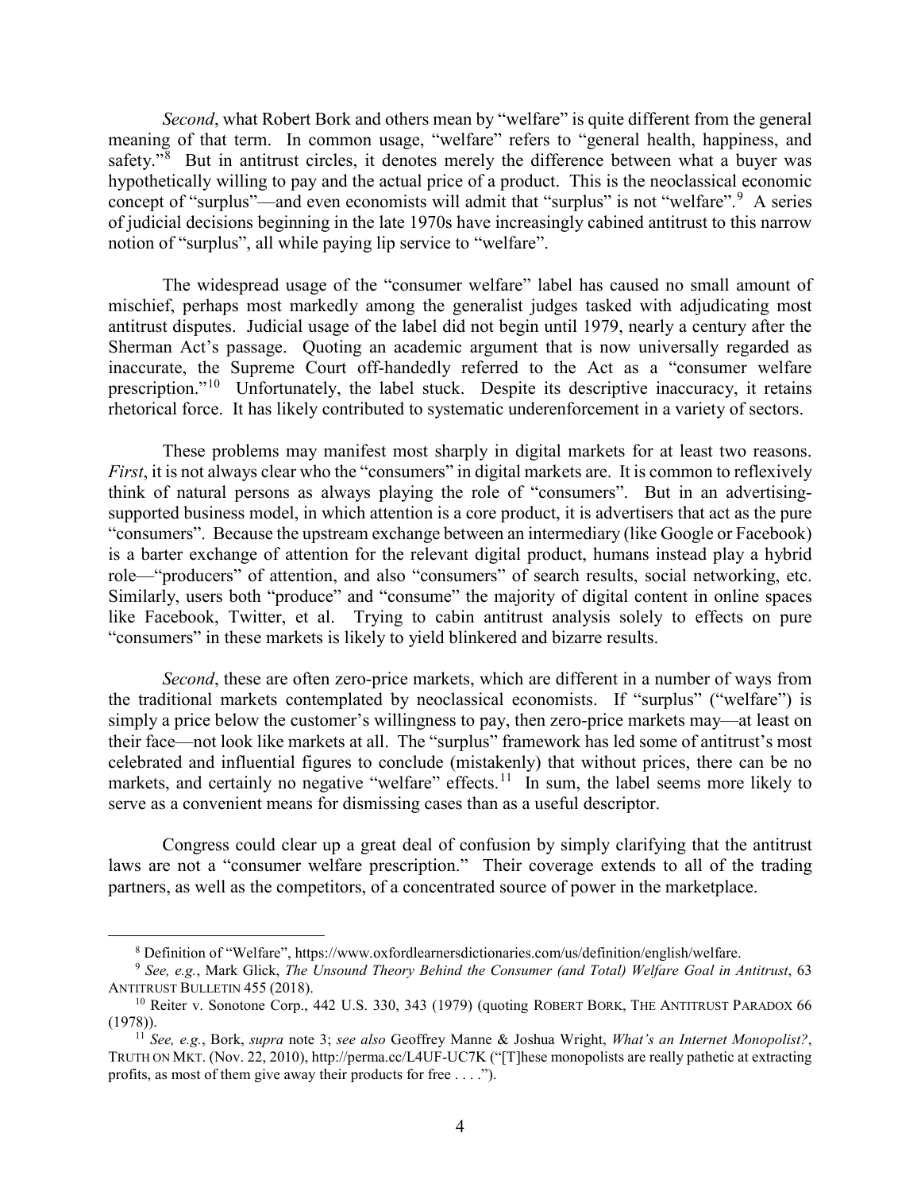*Second*, what Robert Bork and others mean by "welfare" is quite different from the general meaning of that term. In common usage, "welfare" refers to "general health, happiness, and safety."[8] But in antitrust circles, it denotes merely the difference between what a buyer was hypothetically willing to pay and the actual price of a product. This is the neoclassical economic concept of "surplus"—and even economists will admit that "surplus" is not "welfare".[9] A series of judicial decisions beginning in the late 1970s have increasingly cabined antitrust to this narrow notion of "surplus", all while paying lip service to "welfare".

The widespread usage of the "consumer welfare" label has caused no small amount of mischief, perhaps most markedly among the generalist judges tasked with adjudicating most antitrust disputes. Judicial usage of the label did not begin until 1979, nearly a century after the Sherman Act's passage. Quoting an academic argument that is now universally regarded as inaccurate, the Supreme Court off-handedly referred to the Act as a "consumer welfare prescription."[10] Unfortunately, the label stuck. Despite its descriptive inaccuracy, it retains rhetorical force. It has likely contributed to systematic underenforcement in a variety of sectors.

These problems may manifest most sharply in digital markets for at least two reasons. *First*, it is not always clear who the "consumers" in digital markets are. It is common to reflexively think of natural persons as always playing the role of "consumers". But in an advertising-supported business model, in which attention is a core product, it is advertisers that act as the pure "consumers". Because the upstream exchange between an intermediary (like Google or Facebook) is a barter exchange of attention for the relevant digital product, humans instead play a hybrid role—"producers" of attention, and also "consumers" of search results, social networking, etc. Similarly, users both "produce" and "consume" the majority of digital content in online spaces like Facebook, Twitter, et al. Trying to cabin antitrust analysis solely to effects on pure "consumers" in these markets is likely to yield blinkered and bizarre results.

*Second*, these are often zero-price markets, which are different in a number of ways from the traditional markets contemplated by neoclassical economists. If "surplus" ("welfare") is simply a price below the customer's willingness to pay, then zero-price markets may—at least on their face—not look like markets at all. The "surplus" framework has led some of antitrust's most celebrated and influential figures to conclude (mistakenly) that without prices, there can be no markets, and certainly no negative "welfare" effects.[11] In sum, the label seems more likely to serve as a convenient means for dismissing cases than as a useful descriptor.

Congress could clear up a great deal of confusion by simply clarifying that the antitrust laws are not a "consumer welfare prescription." Their coverage extends to all of the trading partners, as well as the competitors, of a concentrated source of power in the marketplace.

---

[8] Definition of "Welfare", https://www.oxfordlearnersdictionaries.com/us/definition/english/welfare.

[9] *See, e.g.*, Mark Glick, *The Unsound Theory Behind the Consumer (and Total) Welfare Goal in Antitrust*, 63 ANTITRUST BULLETIN 455 (2018).

[10] Reiter v. Sonotone Corp., 442 U.S. 330, 343 (1979) (quoting ROBERT BORK, THE ANTITRUST PARADOX 66 (1978)).

[11] *See, e.g.*, Bork, *supra* note 3; *see also* Geoffrey Manne & Joshua Wright, *What's an Internet Monopolist?*, TRUTH ON MKT. (Nov. 22, 2010), http://perma.cc/L4UF-UC7K ("[T]hese monopolists are really pathetic at extracting profits, as most of them give away their products for free . . . .").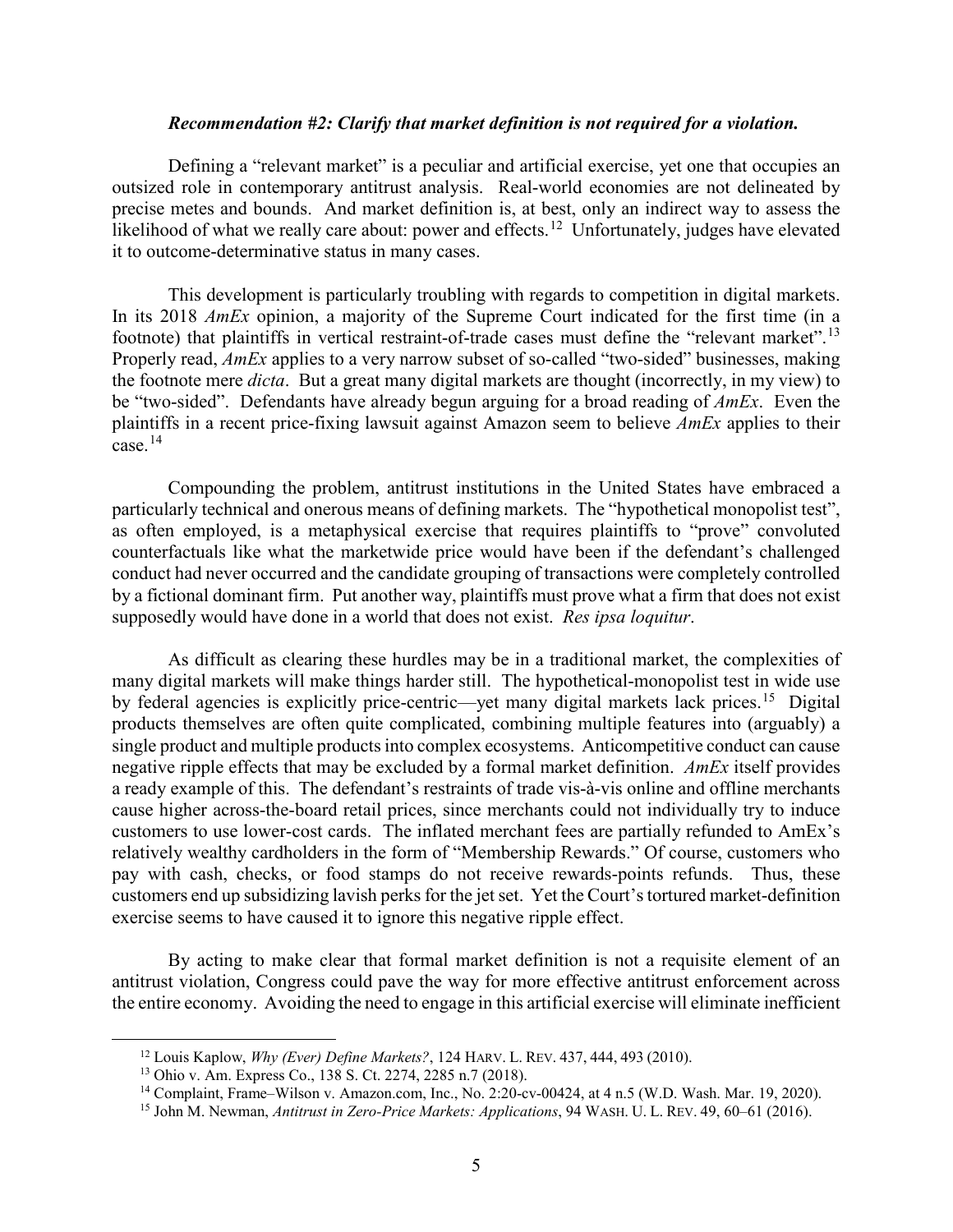***Recommendation #2: Clarify that market definition is not required for a violation.***

Defining a "relevant market" is a peculiar and artificial exercise, yet one that occupies an outsized role in contemporary antitrust analysis. Real-world economies are not delineated by precise metes and bounds. And market definition is, at best, only an indirect way to assess the likelihood of what we really care about: power and effects.[12] Unfortunately, judges have elevated it to outcome-determinative status in many cases.

This development is particularly troubling with regards to competition in digital markets. In its 2018 *AmEx* opinion, a majority of the Supreme Court indicated for the first time (in a footnote) that plaintiffs in vertical restraint-of-trade cases must define the "relevant market".[13] Properly read, *AmEx* applies to a very narrow subset of so-called "two-sided" businesses, making the footnote mere *dicta*. But a great many digital markets are thought (incorrectly, in my view) to be "two-sided". Defendants have already begun arguing for a broad reading of *AmEx*. Even the plaintiffs in a recent price-fixing lawsuit against Amazon seem to believe *AmEx* applies to their case.[14]

Compounding the problem, antitrust institutions in the United States have embraced a particularly technical and onerous means of defining markets. The "hypothetical monopolist test", as often employed, is a metaphysical exercise that requires plaintiffs to "prove" convoluted counterfactuals like what the marketwide price would have been if the defendant's challenged conduct had never occurred and the candidate grouping of transactions were completely controlled by a fictional dominant firm. Put another way, plaintiffs must prove what a firm that does not exist supposedly would have done in a world that does not exist. *Res ipsa loquitur*.

As difficult as clearing these hurdles may be in a traditional market, the complexities of many digital markets will make things harder still. The hypothetical-monopolist test in wide use by federal agencies is explicitly price-centric—yet many digital markets lack prices.[15] Digital products themselves are often quite complicated, combining multiple features into (arguably) a single product and multiple products into complex ecosystems. Anticompetitive conduct can cause negative ripple effects that may be excluded by a formal market definition. *AmEx* itself provides a ready example of this. The defendant's restraints of trade vis-à-vis online and offline merchants cause higher across-the-board retail prices, since merchants could not individually try to induce customers to use lower-cost cards. The inflated merchant fees are partially refunded to AmEx's relatively wealthy cardholders in the form of "Membership Rewards." Of course, customers who pay with cash, checks, or food stamps do not receive rewards-points refunds. Thus, these customers end up subsidizing lavish perks for the jet set. Yet the Court's tortured market-definition exercise seems to have caused it to ignore this negative ripple effect.

By acting to make clear that formal market definition is not a requisite element of an antitrust violation, Congress could pave the way for more effective antitrust enforcement across the entire economy. Avoiding the need to engage in this artificial exercise will eliminate inefficient

---

[12] Louis Kaplow, *Why (Ever) Define Markets?*, 124 HARV. L. REV. 437, 444, 493 (2010).

[13] Ohio v. Am. Express Co., 138 S. Ct. 2274, 2285 n.7 (2018).

[14] Complaint, Frame–Wilson v. Amazon.com, Inc., No. 2:20-cv-00424, at 4 n.5 (W.D. Wash. Mar. 19, 2020).

[15] John M. Newman, *Antitrust in Zero-Price Markets: Applications*, 94 WASH. U. L. REV. 49, 60–61 (2016).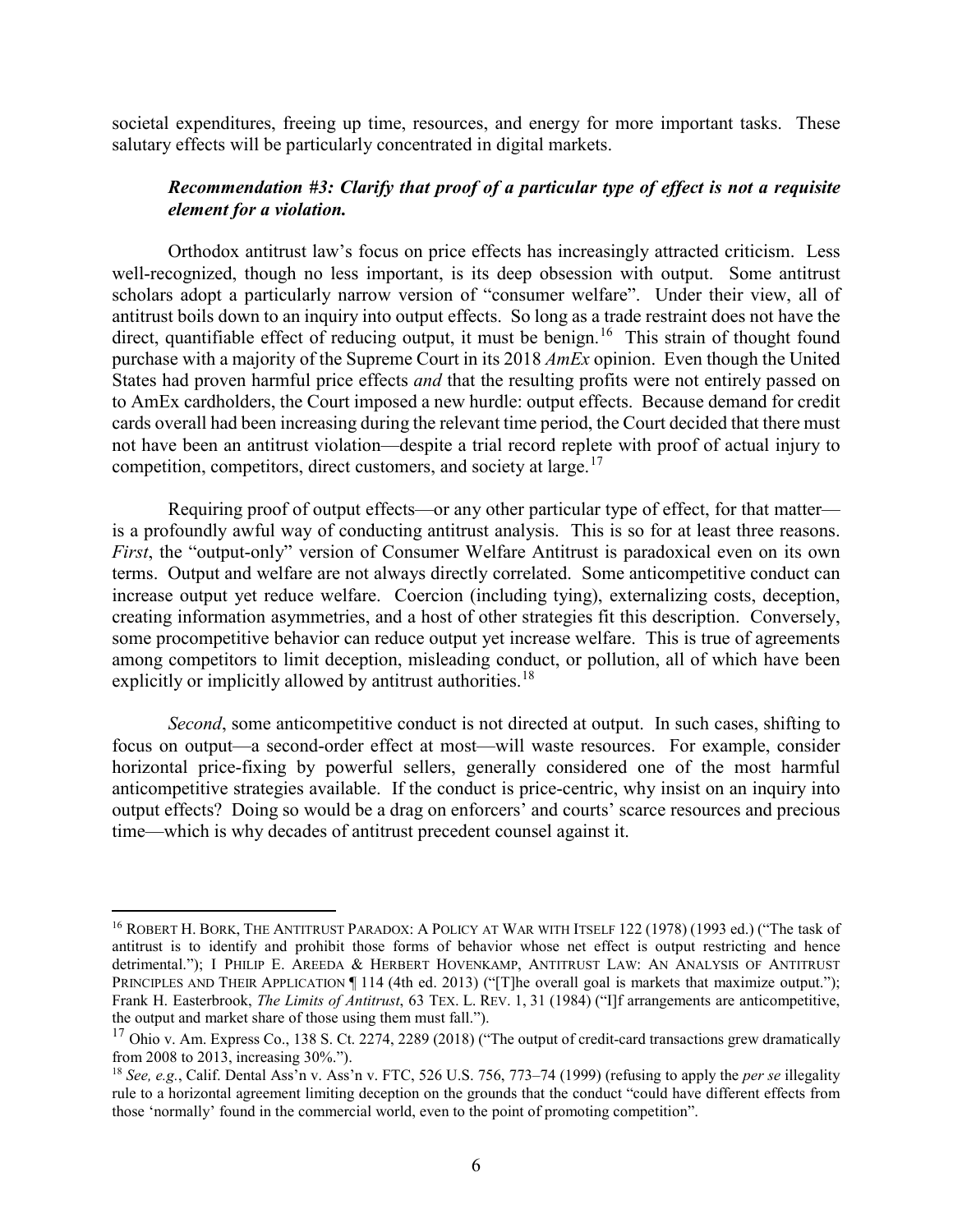societal expenditures, freeing up time, resources, and energy for more important tasks. These salutary effects will be particularly concentrated in digital markets.

***Recommendation #3: Clarify that proof of a particular type of effect is not a requisite element for a violation.***

Orthodox antitrust law's focus on price effects has increasingly attracted criticism. Less well-recognized, though no less important, is its deep obsession with output. Some antitrust scholars adopt a particularly narrow version of "consumer welfare". Under their view, all of antitrust boils down to an inquiry into output effects. So long as a trade restraint does not have the direct, quantifiable effect of reducing output, it must be benign.[16] This strain of thought found purchase with a majority of the Supreme Court in its 2018 *AmEx* opinion. Even though the United States had proven harmful price effects *and* that the resulting profits were not entirely passed on to AmEx cardholders, the Court imposed a new hurdle: output effects. Because demand for credit cards overall had been increasing during the relevant time period, the Court decided that there must not have been an antitrust violation—despite a trial record replete with proof of actual injury to competition, competitors, direct customers, and society at large.[17]

Requiring proof of output effects—or any other particular type of effect, for that matter—is a profoundly awful way of conducting antitrust analysis. This is so for at least three reasons. *First*, the "output-only" version of Consumer Welfare Antitrust is paradoxical even on its own terms. Output and welfare are not always directly correlated. Some anticompetitive conduct can increase output yet reduce welfare. Coercion (including tying), externalizing costs, deception, creating information asymmetries, and a host of other strategies fit this description. Conversely, some procompetitive behavior can reduce output yet increase welfare. This is true of agreements among competitors to limit deception, misleading conduct, or pollution, all of which have been explicitly or implicitly allowed by antitrust authorities.[18]

*Second*, some anticompetitive conduct is not directed at output. In such cases, shifting to focus on output—a second-order effect at most—will waste resources. For example, consider horizontal price-fixing by powerful sellers, generally considered one of the most harmful anticompetitive strategies available. If the conduct is price-centric, why insist on an inquiry into output effects? Doing so would be a drag on enforcers' and courts' scarce resources and precious time—which is why decades of antitrust precedent counsel against it.

---

[16] ROBERT H. BORK, THE ANTITRUST PARADOX: A POLICY AT WAR WITH ITSELF 122 (1978) (1993 ed.) ("The task of antitrust is to identify and prohibit those forms of behavior whose net effect is output restricting and hence detrimental."); I PHILIP E. AREEDA & HERBERT HOVENKAMP, ANTITRUST LAW: AN ANALYSIS OF ANTITRUST PRINCIPLES AND THEIR APPLICATION ¶ 114 (4th ed. 2013) ("[T]he overall goal is markets that maximize output."); Frank H. Easterbrook, *The Limits of Antitrust*, 63 TEX. L. REV. 1, 31 (1984) ("I]f arrangements are anticompetitive, the output and market share of those using them must fall.").

[17] Ohio v. Am. Express Co., 138 S. Ct. 2274, 2289 (2018) ("The output of credit-card transactions grew dramatically from 2008 to 2013, increasing 30%.").

[18] *See, e.g.*, Calif. Dental Ass'n v. Ass'n v. FTC, 526 U.S. 756, 773–74 (1999) (refusing to apply the *per se* illegality rule to a horizontal agreement limiting deception on the grounds that the conduct "could have different effects from those 'normally' found in the commercial world, even to the point of promoting competition".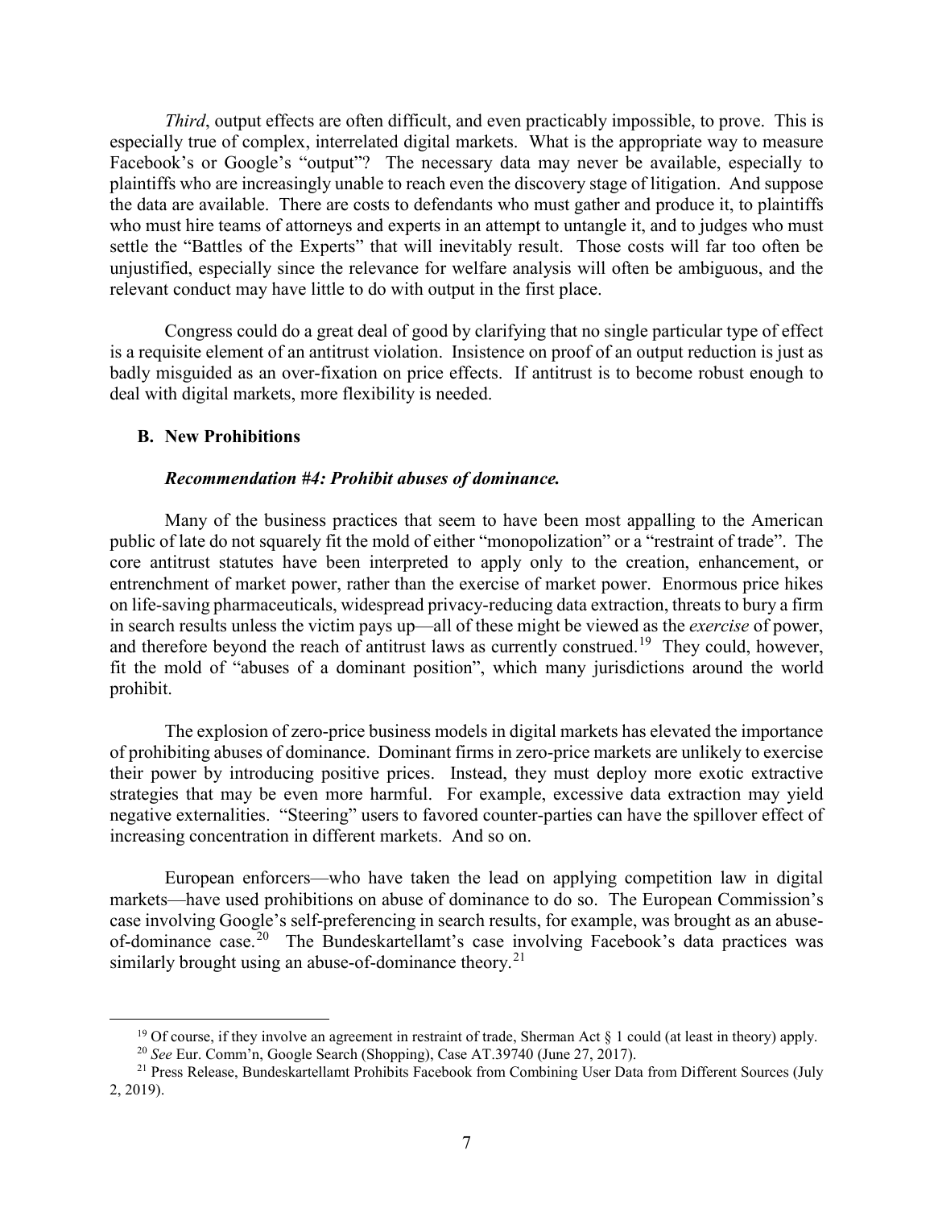*Third*, output effects are often difficult, and even practicably impossible, to prove. This is especially true of complex, interrelated digital markets. What is the appropriate way to measure Facebook's or Google's "output"? The necessary data may never be available, especially to plaintiffs who are increasingly unable to reach even the discovery stage of litigation. And suppose the data are available. There are costs to defendants who must gather and produce it, to plaintiffs who must hire teams of attorneys and experts in an attempt to untangle it, and to judges who must settle the "Battles of the Experts" that will inevitably result. Those costs will far too often be unjustified, especially since the relevance for welfare analysis will often be ambiguous, and the relevant conduct may have little to do with output in the first place.

Congress could do a great deal of good by clarifying that no single particular type of effect is a requisite element of an antitrust violation. Insistence on proof of an output reduction is just as badly misguided as an over-fixation on price effects. If antitrust is to become robust enough to deal with digital markets, more flexibility is needed.

### B. New Prohibitions

#### *Recommendation #4: Prohibit abuses of dominance.*

Many of the business practices that seem to have been most appalling to the American public of late do not squarely fit the mold of either "monopolization" or a "restraint of trade". The core antitrust statutes have been interpreted to apply only to the creation, enhancement, or entrenchment of market power, rather than the exercise of market power. Enormous price hikes on life-saving pharmaceuticals, widespread privacy-reducing data extraction, threats to bury a firm in search results unless the victim pays up—all of these might be viewed as the *exercise* of power, and therefore beyond the reach of antitrust laws as currently construed.[19] They could, however, fit the mold of "abuses of a dominant position", which many jurisdictions around the world prohibit.

The explosion of zero-price business models in digital markets has elevated the importance of prohibiting abuses of dominance. Dominant firms in zero-price markets are unlikely to exercise their power by introducing positive prices. Instead, they must deploy more exotic extractive strategies that may be even more harmful. For example, excessive data extraction may yield negative externalities. "Steering" users to favored counter-parties can have the spillover effect of increasing concentration in different markets. And so on.

European enforcers—who have taken the lead on applying competition law in digital markets—have used prohibitions on abuse of dominance to do so. The European Commission's case involving Google's self-preferencing in search results, for example, was brought as an abuse-of-dominance case.[20] The Bundeskartellamt's case involving Facebook's data practices was similarly brought using an abuse-of-dominance theory.[21]

---

[19] Of course, if they involve an agreement in restraint of trade, Sherman Act § 1 could (at least in theory) apply.

[20] *See* Eur. Comm'n, Google Search (Shopping), Case AT.39740 (June 27, 2017).

[21] Press Release, Bundeskartellamt Prohibits Facebook from Combining User Data from Different Sources (July 2, 2019).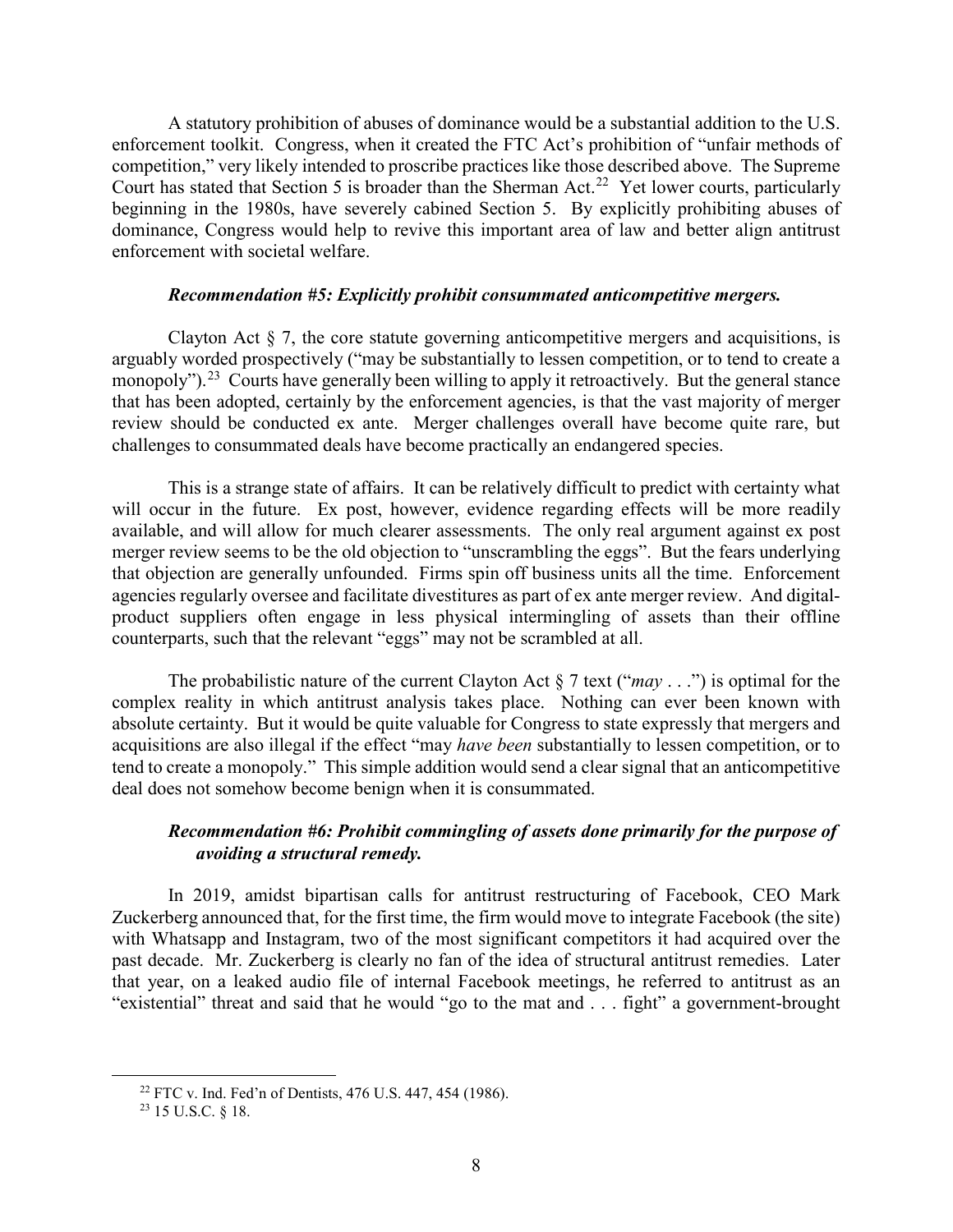A statutory prohibition of abuses of dominance would be a substantial addition to the U.S. enforcement toolkit. Congress, when it created the FTC Act's prohibition of "unfair methods of competition," very likely intended to proscribe practices like those described above. The Supreme Court has stated that Section 5 is broader than the Sherman Act.[22] Yet lower courts, particularly beginning in the 1980s, have severely cabined Section 5. By explicitly prohibiting abuses of dominance, Congress would help to revive this important area of law and better align antitrust enforcement with societal welfare.

***Recommendation #5: Explicitly prohibit consummated anticompetitive mergers.***

Clayton Act § 7, the core statute governing anticompetitive mergers and acquisitions, is arguably worded prospectively ("may be substantially to lessen competition, or to tend to create a monopoly").[23] Courts have generally been willing to apply it retroactively. But the general stance that has been adopted, certainly by the enforcement agencies, is that the vast majority of merger review should be conducted ex ante. Merger challenges overall have become quite rare, but challenges to consummated deals have become practically an endangered species.

This is a strange state of affairs. It can be relatively difficult to predict with certainty what will occur in the future. Ex post, however, evidence regarding effects will be more readily available, and will allow for much clearer assessments. The only real argument against ex post merger review seems to be the old objection to "unscrambling the eggs". But the fears underlying that objection are generally unfounded. Firms spin off business units all the time. Enforcement agencies regularly oversee and facilitate divestitures as part of ex ante merger review. And digital-product suppliers often engage in less physical intermingling of assets than their offline counterparts, such that the relevant "eggs" may not be scrambled at all.

The probabilistic nature of the current Clayton Act § 7 text ("*may* . . .") is optimal for the complex reality in which antitrust analysis takes place. Nothing can ever been known with absolute certainty. But it would be quite valuable for Congress to state expressly that mergers and acquisitions are also illegal if the effect "may *have been* substantially to lessen competition, or to tend to create a monopoly." This simple addition would send a clear signal that an anticompetitive deal does not somehow become benign when it is consummated.

***Recommendation #6: Prohibit commingling of assets done primarily for the purpose of avoiding a structural remedy.***

In 2019, amidst bipartisan calls for antitrust restructuring of Facebook, CEO Mark Zuckerberg announced that, for the first time, the firm would move to integrate Facebook (the site) with Whatsapp and Instagram, two of the most significant competitors it had acquired over the past decade. Mr. Zuckerberg is clearly no fan of the idea of structural antitrust remedies. Later that year, on a leaked audio file of internal Facebook meetings, he referred to antitrust as an "existential" threat and said that he would "go to the mat and . . . fight" a government-brought

[22] FTC v. Ind. Fed'n of Dentists, 476 U.S. 447, 454 (1986).

[23] 15 U.S.C. § 18.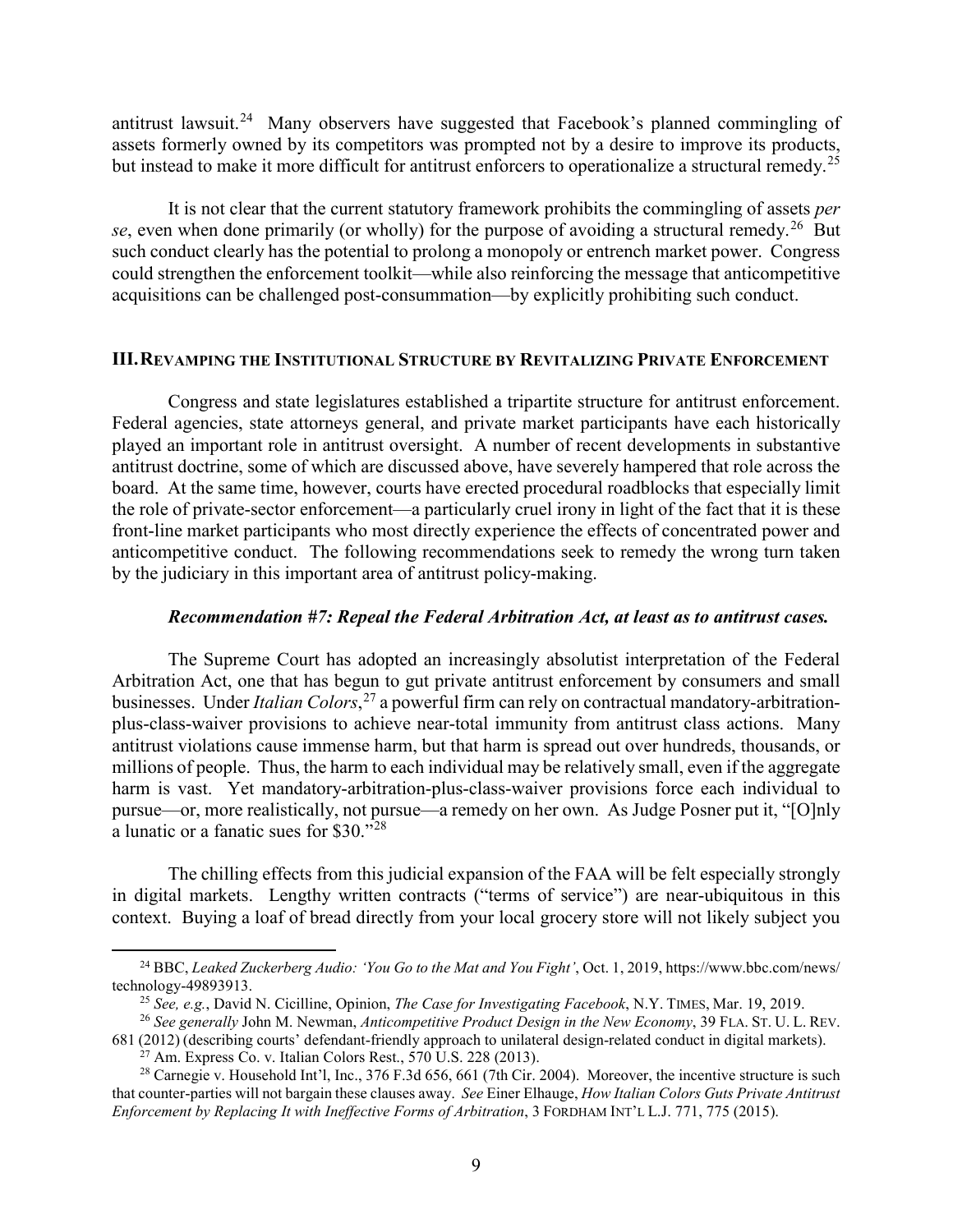antitrust lawsuit.[24] Many observers have suggested that Facebook's planned commingling of assets formerly owned by its competitors was prompted not by a desire to improve its products, but instead to make it more difficult for antitrust enforcers to operationalize a structural remedy.[25]

It is not clear that the current statutory framework prohibits the commingling of assets *per se*, even when done primarily (or wholly) for the purpose of avoiding a structural remedy.[26] But such conduct clearly has the potential to prolong a monopoly or entrench market power. Congress could strengthen the enforcement toolkit—while also reinforcing the message that anticompetitive acquisitions can be challenged post-consummation—by explicitly prohibiting such conduct.

## III. Revamping the Institutional Structure by Revitalizing Private Enforcement

Congress and state legislatures established a tripartite structure for antitrust enforcement. Federal agencies, state attorneys general, and private market participants have each historically played an important role in antitrust oversight. A number of recent developments in substantive antitrust doctrine, some of which are discussed above, have severely hampered that role across the board. At the same time, however, courts have erected procedural roadblocks that especially limit the role of private-sector enforcement—a particularly cruel irony in light of the fact that it is these front-line market participants who most directly experience the effects of concentrated power and anticompetitive conduct. The following recommendations seek to remedy the wrong turn taken by the judiciary in this important area of antitrust policy-making.

### *Recommendation #7: Repeal the Federal Arbitration Act, at least as to antitrust cases.*

The Supreme Court has adopted an increasingly absolutist interpretation of the Federal Arbitration Act, one that has begun to gut private antitrust enforcement by consumers and small businesses. Under *Italian Colors*,[27] a powerful firm can rely on contractual mandatory-arbitration-plus-class-waiver provisions to achieve near-total immunity from antitrust class actions. Many antitrust violations cause immense harm, but that harm is spread out over hundreds, thousands, or millions of people. Thus, the harm to each individual may be relatively small, even if the aggregate harm is vast. Yet mandatory-arbitration-plus-class-waiver provisions force each individual to pursue—or, more realistically, not pursue—a remedy on her own. As Judge Posner put it, "[O]nly a lunatic or a fanatic sues for $30."[28]

The chilling effects from this judicial expansion of the FAA will be felt especially strongly in digital markets. Lengthy written contracts ("terms of service") are near-ubiquitous in this context. Buying a loaf of bread directly from your local grocery store will not likely subject you

---

[24] BBC, *Leaked Zuckerberg Audio: 'You Go to the Mat and You Fight'*, Oct. 1, 2019, https://www.bbc.com/news/technology-49893913.

[25] *See, e.g.*, David N. Cicilline, Opinion, *The Case for Investigating Facebook*, N.Y. TIMES, Mar. 19, 2019.

[26] *See generally* John M. Newman, *Anticompetitive Product Design in the New Economy*, 39 FLA. ST. U. L. REV. 681 (2012) (describing courts' defendant-friendly approach to unilateral design-related conduct in digital markets).

[27] Am. Express Co. v. Italian Colors Rest., 570 U.S. 228 (2013).

[28] Carnegie v. Household Int'l, Inc., 376 F.3d 656, 661 (7th Cir. 2004). Moreover, the incentive structure is such that counter-parties will not bargain these clauses away. *See* Einer Elhauge, *How Italian Colors Guts Private Antitrust Enforcement by Replacing It with Ineffective Forms of Arbitration*, 3 FORDHAM INT'L L.J. 771, 775 (2015).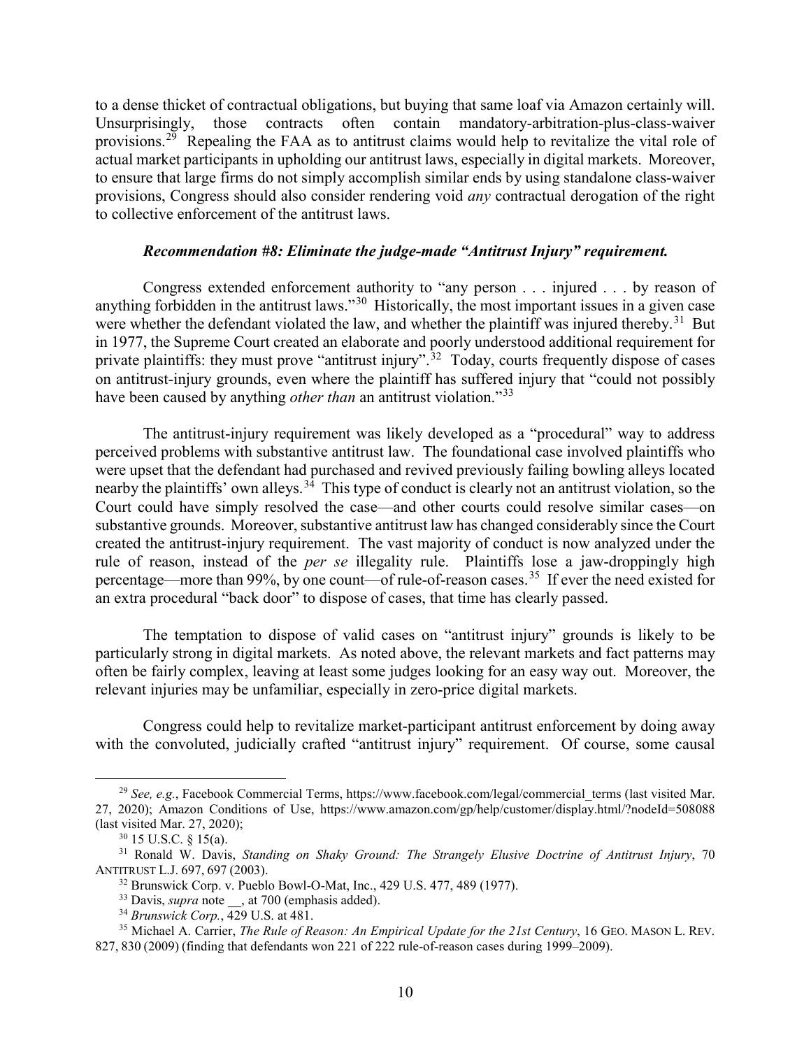to a dense thicket of contractual obligations, but buying that same loaf via Amazon certainly will. Unsurprisingly, those contracts often contain mandatory-arbitration-plus-class-waiver provisions.[29] Repealing the FAA as to antitrust claims would help to revitalize the vital role of actual market participants in upholding our antitrust laws, especially in digital markets. Moreover, to ensure that large firms do not simply accomplish similar ends by using standalone class-waiver provisions, Congress should also consider rendering void *any* contractual derogation of the right to collective enforcement of the antitrust laws.

***Recommendation #8: Eliminate the judge-made "Antitrust Injury" requirement.***

Congress extended enforcement authority to "any person . . . injured . . . by reason of anything forbidden in the antitrust laws."[30] Historically, the most important issues in a given case were whether the defendant violated the law, and whether the plaintiff was injured thereby.[31] But in 1977, the Supreme Court created an elaborate and poorly understood additional requirement for private plaintiffs: they must prove "antitrust injury".[32] Today, courts frequently dispose of cases on antitrust-injury grounds, even where the plaintiff has suffered injury that "could not possibly have been caused by anything *other than* an antitrust violation."[33]

The antitrust-injury requirement was likely developed as a "procedural" way to address perceived problems with substantive antitrust law. The foundational case involved plaintiffs who were upset that the defendant had purchased and revived previously failing bowling alleys located nearby the plaintiffs' own alleys.[34] This type of conduct is clearly not an antitrust violation, so the Court could have simply resolved the case—and other courts could resolve similar cases—on substantive grounds. Moreover, substantive antitrust law has changed considerably since the Court created the antitrust-injury requirement. The vast majority of conduct is now analyzed under the rule of reason, instead of the *per se* illegality rule. Plaintiffs lose a jaw-droppingly high percentage—more than 99%, by one count—of rule-of-reason cases.[35] If ever the need existed for an extra procedural "back door" to dispose of cases, that time has clearly passed.

The temptation to dispose of valid cases on "antitrust injury" grounds is likely to be particularly strong in digital markets. As noted above, the relevant markets and fact patterns may often be fairly complex, leaving at least some judges looking for an easy way out. Moreover, the relevant injuries may be unfamiliar, especially in zero-price digital markets.

Congress could help to revitalize market-participant antitrust enforcement by doing away with the convoluted, judicially crafted "antitrust injury" requirement. Of course, some causal

---

[29] *See, e.g.*, Facebook Commercial Terms, https://www.facebook.com/legal/commercial_terms (last visited Mar. 27, 2020); Amazon Conditions of Use, https://www.amazon.com/gp/help/customer/display.html/?nodeId=508088 (last visited Mar. 27, 2020);

[30] 15 U.S.C. § 15(a).

[31] Ronald W. Davis, *Standing on Shaky Ground: The Strangely Elusive Doctrine of Antitrust Injury*, 70 ANTITRUST L.J. 697, 697 (2003).

[32] Brunswick Corp. v. Pueblo Bowl-O-Mat, Inc., 429 U.S. 477, 489 (1977).

[33] Davis, *supra* note __, at 700 (emphasis added).

[34] *Brunswick Corp.*, 429 U.S. at 481.

[35] Michael A. Carrier, *The Rule of Reason: An Empirical Update for the 21st Century*, 16 GEO. MASON L. REV. 827, 830 (2009) (finding that defendants won 221 of 222 rule-of-reason cases during 1999–2009).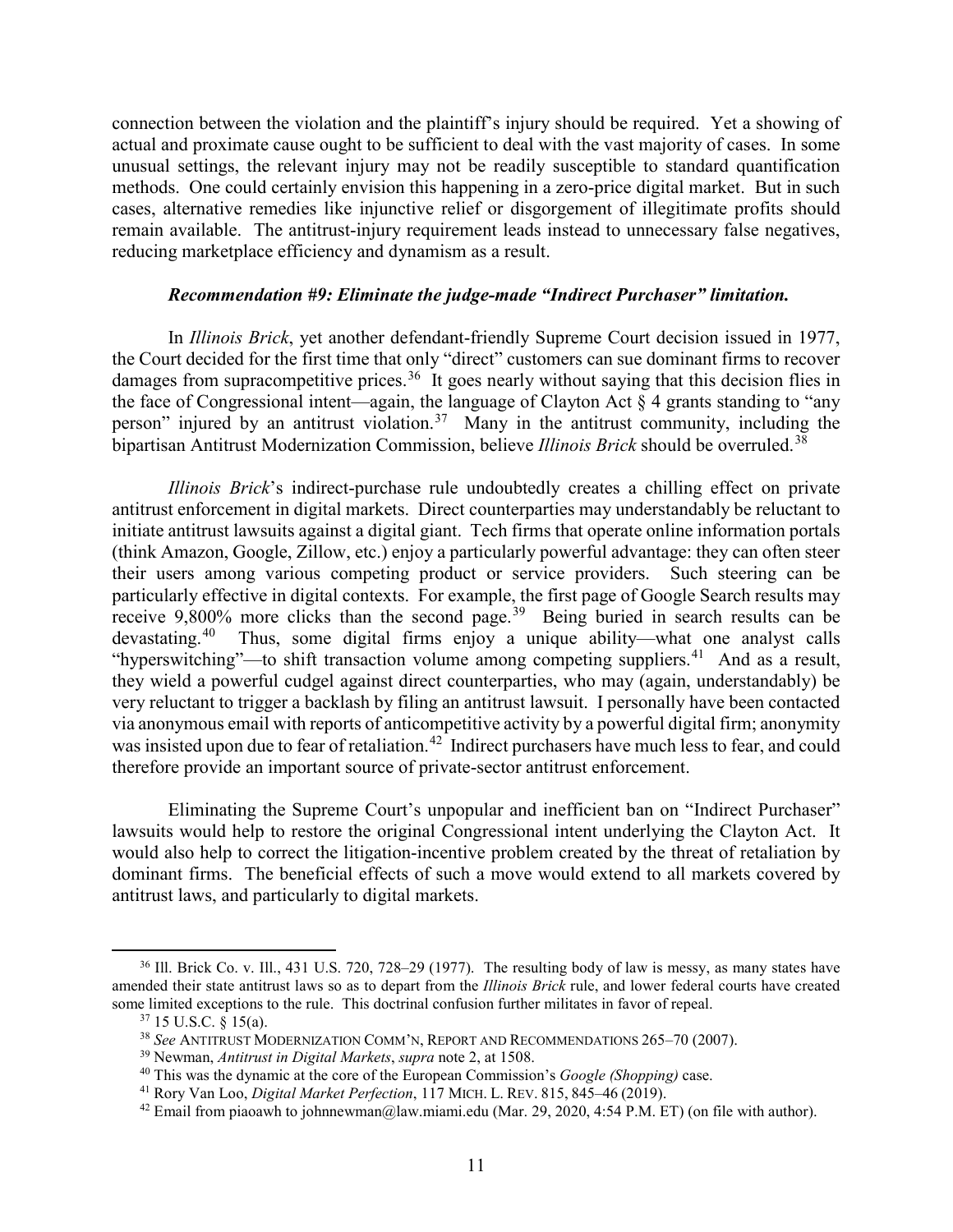connection between the violation and the plaintiff's injury should be required. Yet a showing of actual and proximate cause ought to be sufficient to deal with the vast majority of cases. In some unusual settings, the relevant injury may not be readily susceptible to standard quantification methods. One could certainly envision this happening in a zero-price digital market. But in such cases, alternative remedies like injunctive relief or disgorgement of illegitimate profits should remain available. The antitrust-injury requirement leads instead to unnecessary false negatives, reducing marketplace efficiency and dynamism as a result.

***Recommendation #9: Eliminate the judge-made "Indirect Purchaser" limitation.***

In *Illinois Brick*, yet another defendant-friendly Supreme Court decision issued in 1977, the Court decided for the first time that only "direct" customers can sue dominant firms to recover damages from supracompetitive prices.[36] It goes nearly without saying that this decision flies in the face of Congressional intent—again, the language of Clayton Act § 4 grants standing to "any person" injured by an antitrust violation.[37] Many in the antitrust community, including the bipartisan Antitrust Modernization Commission, believe *Illinois Brick* should be overruled.[38]

*Illinois Brick*'s indirect-purchase rule undoubtedly creates a chilling effect on private antitrust enforcement in digital markets. Direct counterparties may understandably be reluctant to initiate antitrust lawsuits against a digital giant. Tech firms that operate online information portals (think Amazon, Google, Zillow, etc.) enjoy a particularly powerful advantage: they can often steer their users among various competing product or service providers. Such steering can be particularly effective in digital contexts. For example, the first page of Google Search results may receive 9,800% more clicks than the second page.[39] Being buried in search results can be devastating.[40] Thus, some digital firms enjoy a unique ability—what one analyst calls "hyperswitching"—to shift transaction volume among competing suppliers.[41] And as a result, they wield a powerful cudgel against direct counterparties, who may (again, understandably) be very reluctant to trigger a backlash by filing an antitrust lawsuit. I personally have been contacted via anonymous email with reports of anticompetitive activity by a powerful digital firm; anonymity was insisted upon due to fear of retaliation.[42] Indirect purchasers have much less to fear, and could therefore provide an important source of private-sector antitrust enforcement.

Eliminating the Supreme Court's unpopular and inefficient ban on "Indirect Purchaser" lawsuits would help to restore the original Congressional intent underlying the Clayton Act. It would also help to correct the litigation-incentive problem created by the threat of retaliation by dominant firms. The beneficial effects of such a move would extend to all markets covered by antitrust laws, and particularly to digital markets.

---

[36] Ill. Brick Co. v. Ill., 431 U.S. 720, 728–29 (1977). The resulting body of law is messy, as many states have amended their state antitrust laws so as to depart from the *Illinois Brick* rule, and lower federal courts have created some limited exceptions to the rule. This doctrinal confusion further militates in favor of repeal.

[37] 15 U.S.C. § 15(a).

[38] *See* ANTITRUST MODERNIZATION COMM'N, REPORT AND RECOMMENDATIONS 265–70 (2007).

[39] Newman, *Antitrust in Digital Markets*, *supra* note 2, at 1508.

[40] This was the dynamic at the core of the European Commission's *Google (Shopping)* case.

[41] Rory Van Loo, *Digital Market Perfection*, 117 MICH. L. REV. 815, 845–46 (2019).

[42] Email from piaoawh to johnnewman@law.miami.edu (Mar. 29, 2020, 4:54 P.M. ET) (on file with author).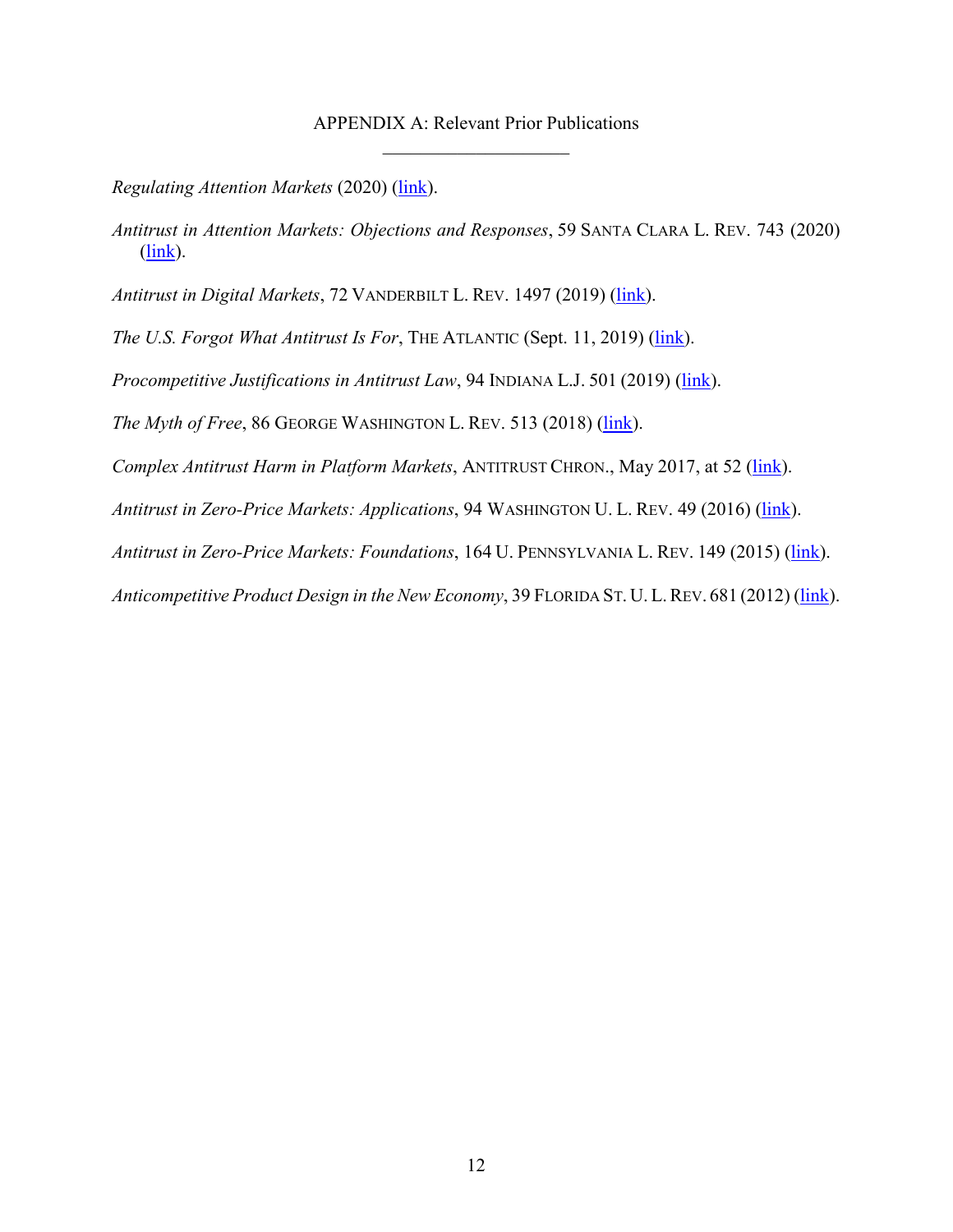## APPENDIX A: Relevant Prior Publications

---

*Regulating Attention Markets* (2020) (link).

*Antitrust in Attention Markets: Objections and Responses*, 59 SANTA CLARA L. REV. 743 (2020) (link).

*Antitrust in Digital Markets*, 72 VANDERBILT L. REV. 1497 (2019) (link).

*The U.S. Forgot What Antitrust Is For*, THE ATLANTIC (Sept. 11, 2019) (link).

*Procompetitive Justifications in Antitrust Law*, 94 INDIANA L.J. 501 (2019) (link).

*The Myth of Free*, 86 GEORGE WASHINGTON L. REV. 513 (2018) (link).

*Complex Antitrust Harm in Platform Markets*, ANTITRUST CHRON., May 2017, at 52 (link).

*Antitrust in Zero-Price Markets: Applications*, 94 WASHINGTON U. L. REV. 49 (2016) (link).

*Antitrust in Zero-Price Markets: Foundations*, 164 U. PENNSYLVANIA L. REV. 149 (2015) (link).

*Anticompetitive Product Design in the New Economy*, 39 FLORIDA ST. U. L. REV. 681 (2012) (link).